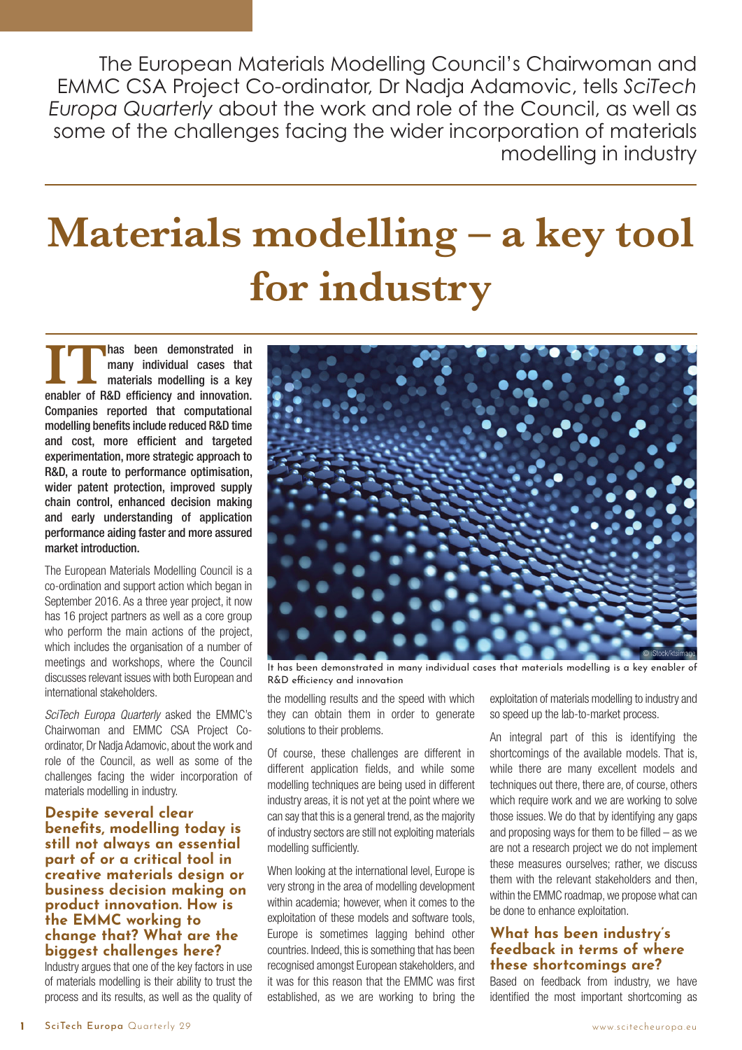The European Materials Modelling Council's Chairwoman and EMMC CSA Project Co-ordinator, Dr Nadja Adamovic, tells *SciTech Europa Quarterly* about the work and role of the Council, as well as some of the challenges facing the wider incorporation of materials modelling in industry

# Materials modelling – a key tool for industry

**IT has been demonstrated in many individual cases that materials modelling is a key enabler of R&D efficiency and innovation. Companies reported that computational modelling benefits include reduced R&D time and cost, more efficient and targeted experimentation, more strategic approach to R&D, a route to performance optimisation, wider patent protection, improved supply chain control, enhanced decision making and early understanding of application performance aiding faster and more assured market introduction.**

The European Materials Modelling Council is a co-ordination and support action which began in September 2016. As a three year project, it now has 16 project partners as well as a core group who perform the main actions of the project, which includes the organisation of a number of meetings and workshops, where the Council discusses relevant issues with both European and international stakeholders.

*SciTech Europa Quarterly* asked the EMMC's Chairwoman and EMMC CSA Project Co-ordinator, Dr Nadja Adamovic, about the work and role of the Council, as well as some of the challenges facing the wider incorporation of materials modelling in industry.

It has been demonstrated in many individual cases that materials modelling is a key enabler of R&D efficiency and innovation

### Despite several clear benefits, modelling today is still not always an essential part of or a critical tool in creative materials design or business decision making on product innovation. How is the EMMC working to change that? What are the biggest challenges here?

Industry argues that one of the key factors in use of materials modelling is their ability to trust the process and its results, as well as the quality of the modelling results and the speed with which they can obtain them in order to generate solutions to their problems.

Of course, these challenges are different in different application fields, and while some modelling techniques are being used in different industry areas, it is not yet at the point where we can say that this is a general trend, as the majority of industry sectors are still not exploiting materials modelling sufficiently.

When looking at the international level, Europe is very strong in the area of modelling development within academia; however, when it comes to the exploitation of these models and software tools, Europe is sometimes lagging behind other countries. Indeed, this is something that has been recognised amongst European stakeholders, and it was for this reason that the EMMC was first established, as we are working to bring the exploitation of materials modelling to industry and so speed up the lab-to-market process.

An integral part of this is identifying the shortcomings of the available models. That is, while there are many excellent models and techniques out there, there are, of course, others which require work and we are working to solve those issues. We do that by identifying any gaps and proposing ways for them to be filled – as we are not a research project we do not implement these measures ourselves; rather, we discuss them with the relevant stakeholders and then, within the EMMC roadmap, we propose what can be done to enhance exploitation.

### What has been industry's feedback in terms of where these shortcomings are?

Based on feedback from industry, we have identified the most important shortcoming as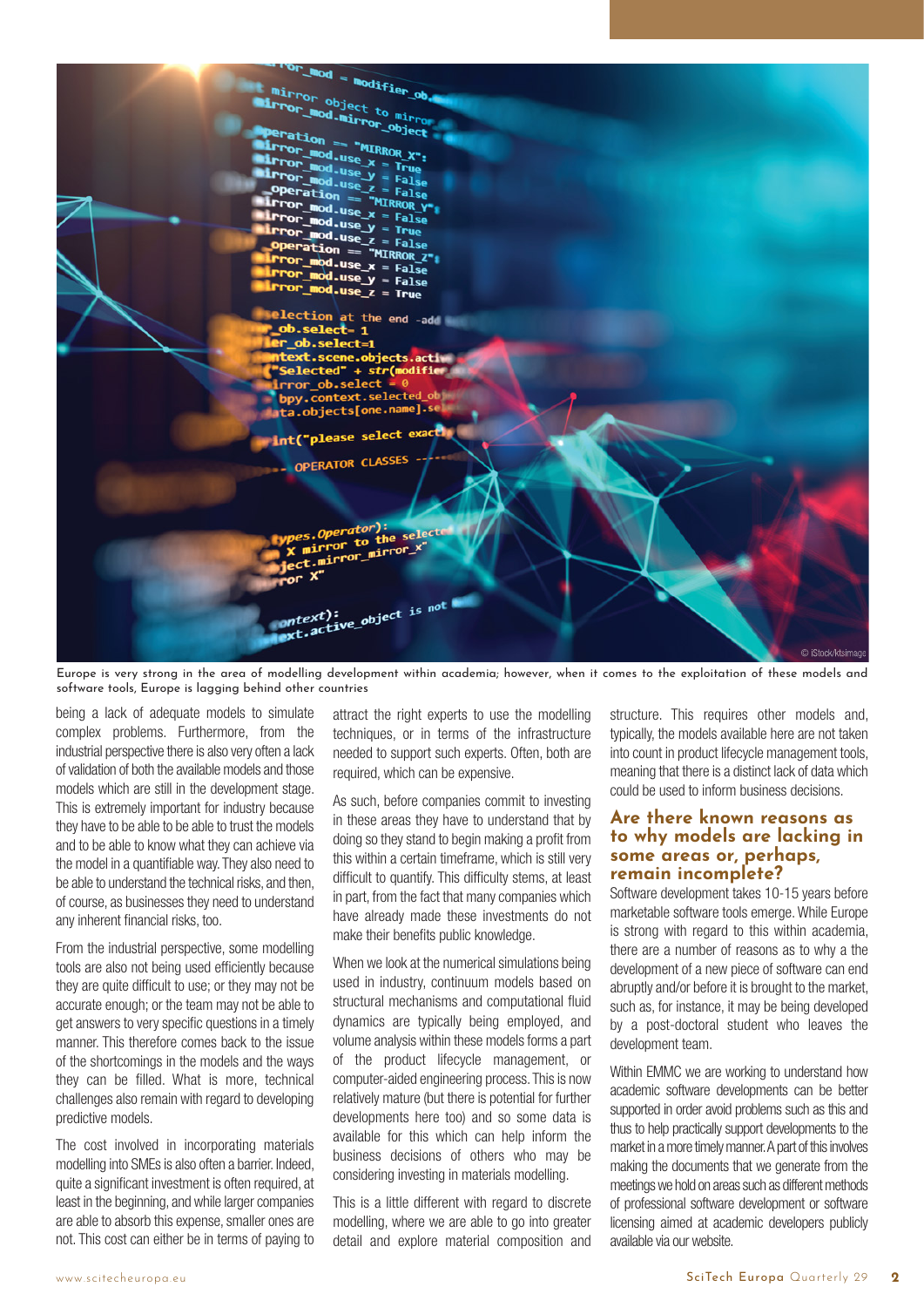Europe is very strong in the area of modelling development within academia; however, when it comes to the exploitation of these models and software tools, Europe is lagging behind other countries

being a lack of adequate models to simulate complex problems. Furthermore, from the industrial perspective there is also very often a lack of validation of both the available models and those models which are still in the development stage. This is extremely important for industry because they have to be able to be able to trust the models and to be able to know what they can achieve via the model in a quantifiable way. They also need to be able to understand the technical risks, and then, of course, as businesses they need to understand any inherent financial risks, too.

From the industrial perspective, some modelling tools are also not being used efficiently because they are quite difficult to use; or they may not be accurate enough; or the team may not be able to get answers to very specific questions in a timely manner. This therefore comes back to the issue of the shortcomings in the models and the ways they can be filled. What is more, technical challenges also remain with regard to developing predictive models.

The cost involved in incorporating materials modelling into SMEs is also often a barrier. Indeed, quite a significant investment is often required, at least in the beginning, and while larger companies are able to absorb this expense, smaller ones are not. This cost can either be in terms of paying to attract the right experts to use the modelling techniques, or in terms of the infrastructure needed to support such experts. Often, both are required, which can be expensive.

As such, before companies commit to investing in these areas they have to understand that by doing so they stand to begin making a profit from this within a certain timeframe, which is still very difficult to quantify. This difficulty stems, at least in part, from the fact that many companies which have already made these investments do not make their benefits public knowledge.

When we look at the numerical simulations being used in industry, continuum models based on structural mechanisms and computational fluid dynamics are typically being employed, and volume analysis within these models forms a part of the product lifecycle management, or computer-aided engineering process. This is now relatively mature (but there is potential for further developments here too) and so some data is available for this which can help inform the business decisions of others who may be considering investing in materials modelling.

This is a little different with regard to discrete modelling, where we are able to go into greater detail and explore material composition and structure. This requires other models and, typically, the models available here are not taken into count in product lifecycle management tools, meaning that there is a distinct lack of data which could be used to inform business decisions.

## Are there known reasons as to why models are lacking in some areas or, perhaps, remain incomplete?

Software development takes 10-15 years before marketable software tools emerge. While Europe is strong with regard to this within academia, there are a number of reasons as to why a the development of a new piece of software can end abruptly and/or before it is brought to the market, such as, for instance, it may be being developed by a post-doctoral student who leaves the development team.

Within EMMC we are working to understand how academic software developments can be better supported in order avoid problems such as this and thus to help practically support developments to the market in a more timely manner. A part of this involves making the documents that we generate from the meetings we hold on areas such as different methods of professional software development or software licensing aimed at academic developers publicly available via our website.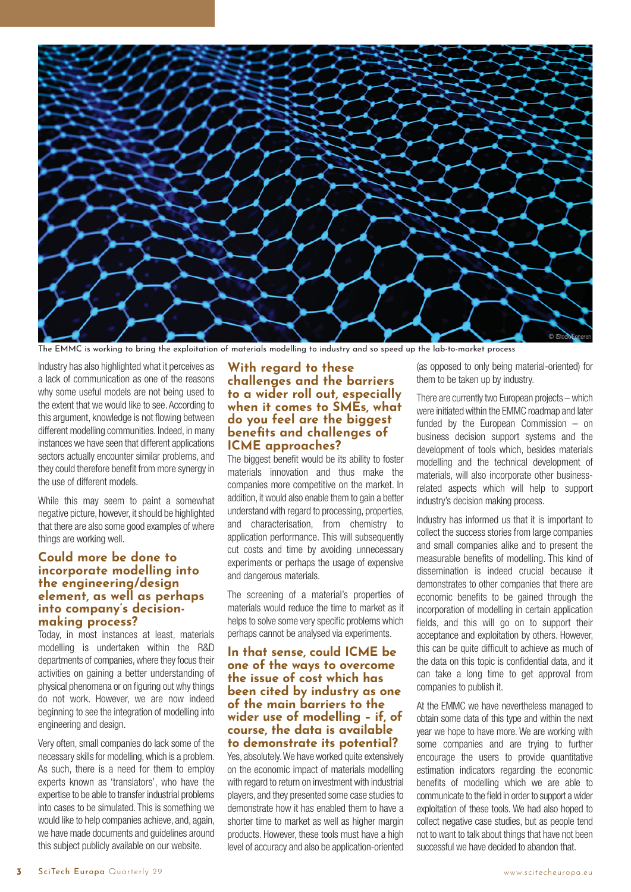The EMMC is working to bring the exploitation of materials modelling to industry and so speed up the lab-to-market process

Industry has also highlighted what it perceives as a lack of communication as one of the reasons why some useful models are not being used to the extent that we would like to see. According to this argument, knowledge is not flowing between different modelling communities. Indeed, in many instances we have seen that different applications sectors actually encounter similar problems, and they could therefore benefit from more synergy in the use of different models.

While this may seem to paint a somewhat negative picture, however, it should be highlighted that there are also some good examples of where things are working well.

## Could more be done to incorporate modelling into the engineering/design element, as well as perhaps into company's decision-making process?

Today, in most instances at least, materials modelling is undertaken within the R&D departments of companies, where they focus their activities on gaining a better understanding of physical phenomena or on figuring out why things do not work. However, we are now indeed beginning to see the integration of modelling into engineering and design.

Very often, small companies do lack some of the necessary skills for modelling, which is a problem. As such, there is a need for them to employ experts known as 'translators', who have the expertise to be able to transfer industrial problems into cases to be simulated. This is something we would like to help companies achieve, and, again, we have made documents and guidelines around this subject publicly available on our website.

## With regard to these challenges and the barriers to a wider roll out, especially when it comes to SMEs, what do you feel are the biggest benefits and challenges of ICME approaches?

The biggest benefit would be its ability to foster materials innovation and thus make the companies more competitive on the market. In addition, it would also enable them to gain a better understand with regard to processing, properties, and characterisation, from chemistry to application performance. This will subsequently cut costs and time by avoiding unnecessary experiments or perhaps the usage of expensive and dangerous materials.

The screening of a material's properties of materials would reduce the time to market as it helps to solve some very specific problems which perhaps cannot be analysed via experiments.

## In that sense, could ICME be one of the ways to overcome the issue of cost which has been cited by industry as one of the main barriers to the wider use of modelling – if, of course, the data is available to demonstrate its potential?

Yes, absolutely. We have worked quite extensively on the economic impact of materials modelling with regard to return on investment with industrial players, and they presented some case studies to demonstrate how it has enabled them to have a shorter time to market as well as higher margin products. However, these tools must have a high level of accuracy and also be application-oriented (as opposed to only being material-oriented) for them to be taken up by industry.

There are currently two European projects – which were initiated within the EMMC roadmap and later funded by the European Commission – on business decision support systems and the development of tools which, besides materials modelling and the technical development of materials, will also incorporate other business-related aspects which will help to support industry's decision making process.

Industry has informed us that it is important to collect the success stories from large companies and small companies alike and to present the measurable benefits of modelling. This kind of dissemination is indeed crucial because it demonstrates to other companies that there are economic benefits to be gained through the incorporation of modelling in certain application fields, and this will go on to support their acceptance and exploitation by others. However, this can be quite difficult to achieve as much of the data on this topic is confidential data, and it can take a long time to get approval from companies to publish it.

At the EMMC we have nevertheless managed to obtain some data of this type and within the next year we hope to have more. We are working with some companies and are trying to further encourage the users to provide quantitative estimation indicators regarding the economic benefits of modelling which we are able to communicate to the field in order to support a wider exploitation of these tools. We had also hoped to collect negative case studies, but as people tend not to want to talk about things that have not been successful we have decided to abandon that.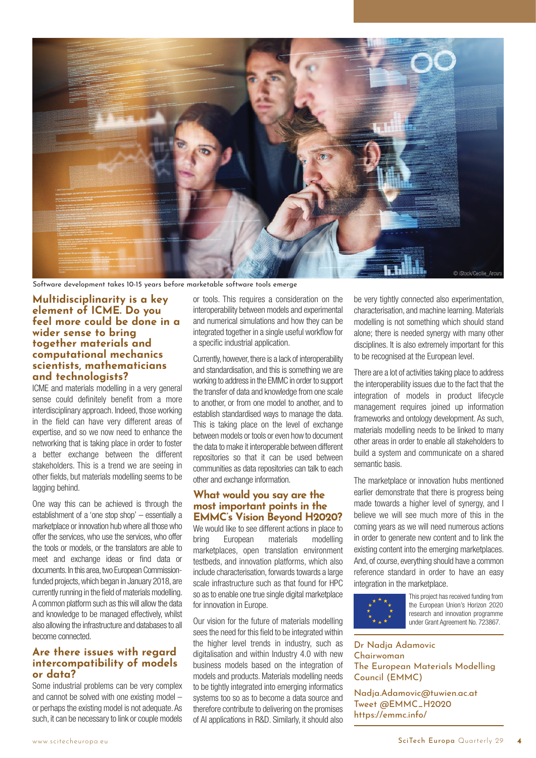Software development takes 10-15 years before marketable software tools emerge

## Multidisciplinarity is a key element of ICME. Do you feel more could be done in a wider sense to bring together materials and computational mechanics scientists, mathematicians and technologists?

ICME and materials modelling in a very general sense could definitely benefit from a more interdisciplinary approach. Indeed, those working in the field can have very different areas of expertise, and so we now need to enhance the networking that is taking place in order to foster a better exchange between the different stakeholders. This is a trend we are seeing in other fields, but materials modelling seems to be lagging behind.

One way this can be achieved is through the establishment of a 'one stop shop' – essentially a marketplace or innovation hub where all those who offer the services, who use the services, who offer the tools or models, or the translators are able to meet and exchange ideas or find data or documents. In this area, two European Commission-funded projects, which began in January 2018, are currently running in the field of materials modelling. A common platform such as this will allow the data and knowledge to be managed effectively, whilst also allowing the infrastructure and databases to all become connected.

## Are there issues with regard intercompatibility of models or data?

Some industrial problems can be very complex and cannot be solved with one existing model – or perhaps the existing model is not adequate. As such, it can be necessary to link or couple models or tools. This requires a consideration on the interoperability between models and experimental and numerical simulations and how they can be integrated together in a single useful workflow for a specific industrial application.

Currently, however, there is a lack of interoperability and standardisation, and this is something we are working to address in the EMMC in order to support the transfer of data and knowledge from one scale to another, or from one model to another, and to establish standardised ways to manage the data. This is taking place on the level of exchange between models or tools or even how to document the data to make it interoperable between different repositories so that it can be used between communities as data repositories can talk to each other and exchange information.

## What would you say are the most important points in the EMMC's Vision Beyond H2020?

We would like to see different actions in place to bring European materials modelling marketplaces, open translation environment testbeds, and innovation platforms, which also include characterisation, forwards towards a large scale infrastructure such as that found for HPC so as to enable one true single digital marketplace for innovation in Europe.

Our vision for the future of materials modelling sees the need for this field to be integrated within the higher level trends in industry, such as digitalisation and within Industry 4.0 with new business models based on the integration of models and products. Materials modelling needs to be tightly integrated into emerging informatics systems too so as to become a data source and therefore contribute to delivering on the promises of AI applications in R&D. Similarly, it should also be very tightly connected also experimentation, characterisation, and machine learning. Materials modelling is not something which should stand alone; there is needed synergy with many other disciplines. It is also extremely important for this to be recognised at the European level.

There are a lot of activities taking place to address the interoperability issues due to the fact that the integration of models in product lifecycle management requires joined up information frameworks and ontology development. As such, materials modelling needs to be linked to many other areas in order to enable all stakeholders to build a system and communicate on a shared semantic basis.

The marketplace or innovation hubs mentioned earlier demonstrate that there is progress being made towards a higher level of synergy, and I believe we will see much more of this in the coming years as we will need numerous actions in order to generate new content and to link the existing content into the emerging marketplaces. And, of course, everything should have a common reference standard in order to have an easy integration in the marketplace.

This project has received funding from the European Union's Horizon 2020 research and innovation programme under Grant Agreement No. 723867.

Dr Nadja Adamovic
Chairwoman
The European Materials Modelling Council (EMMC)

Nadja.Adamovic@tuwien.ac.at
Tweet @EMMC_H2020
https://emmc.info/